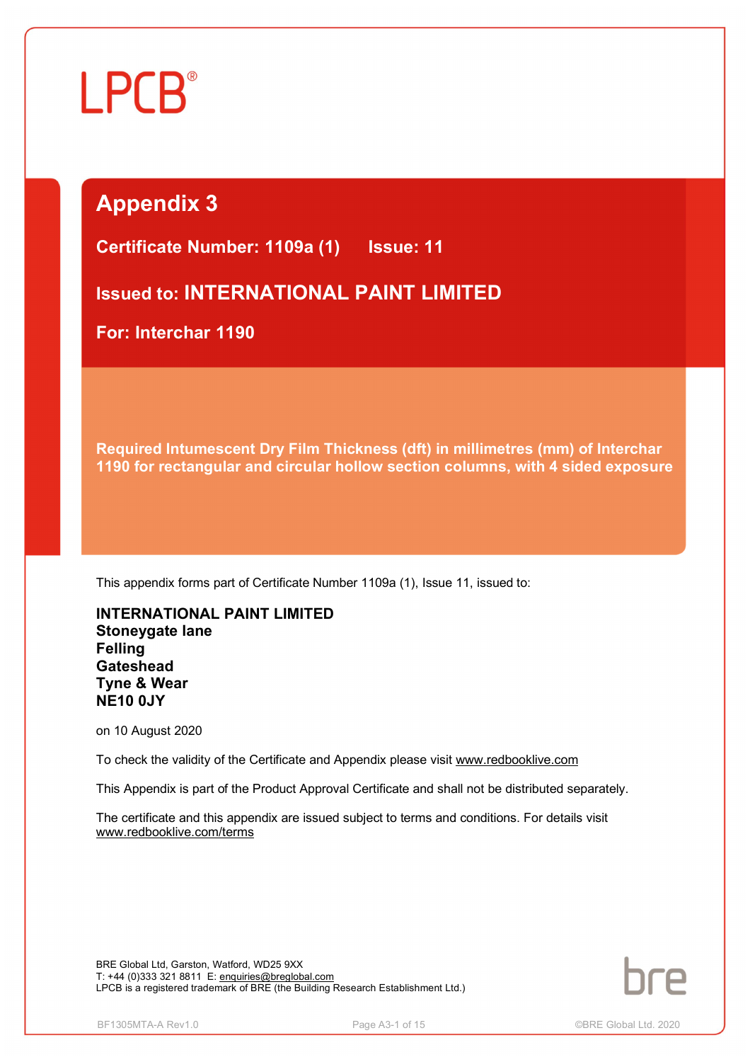LPCB®

# Appendix 3

## Certificate Number: 1109a (1) Issue: 11

## Issued to: INTERNATIONAL PAINT LIMITED

## For: Interchar 1190

**Required Intumescent Dry Film Thickness (dft) in millimetres (mm) of Interchar 1190 for rectangular and circular hollow section columns, with 4 sided exposure**

This appendix forms part of Certificate Number 1109a (1), Issue 11, issued to:

**INTERNATIONAL PAINT LIMITED**
**Stoneygate lane**
**Felling**
**Gateshead**
**Tyne & Wear**
**NE10 0JY**

on 10 August 2020

To check the validity of the Certificate and Appendix please visit www.redbooklive.com

This Appendix is part of the Product Approval Certificate and shall not be distributed separately.

The certificate and this appendix are issued subject to terms and conditions. For details visit www.redbooklive.com/terms

BRE Global Ltd, Garston, Watford, WD25 9XX
T: +44 (0)333 321 8811 E: enquiries@breglobal.com
LPCB is a registered trademark of BRE (the Building Research Establishment Ltd.)

bre

BF1305MTA-A Rev1.0 ©BRE Global Ltd. 2020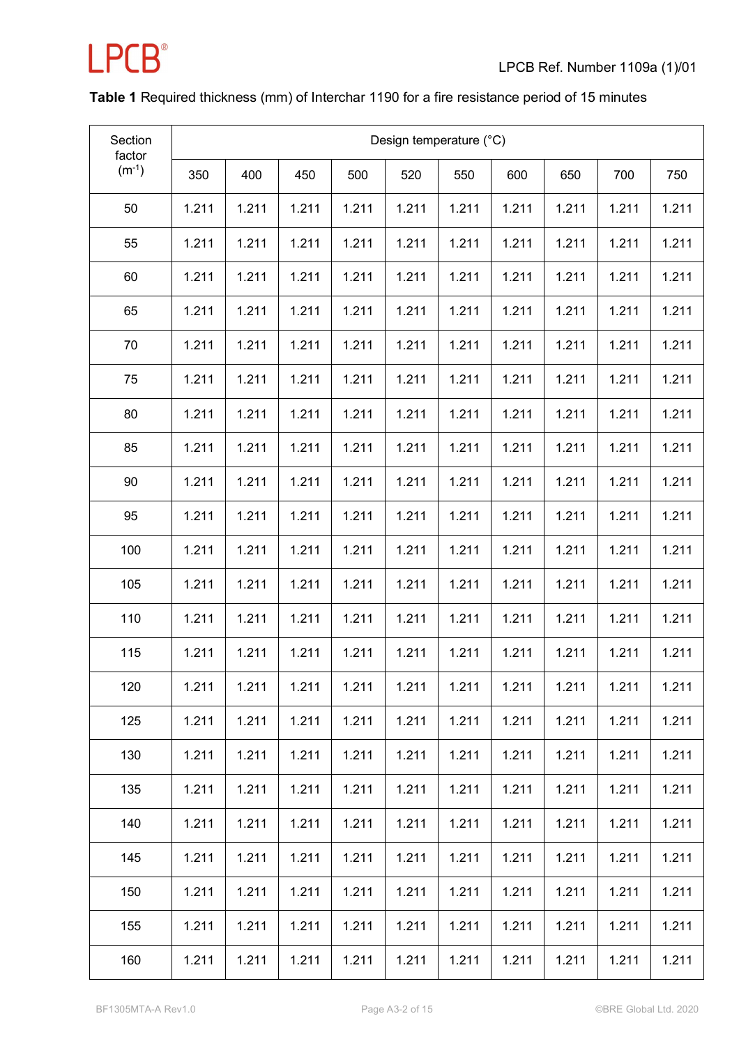**Table 1** Required thickness (mm) of Interchar 1190 for a fire resistance period of 15 minutes

| Section factor ($m^{-1}$) | Design temperature (°C) | | | | | | | | | |
|---|---|---|---|---|---|---|---|---|---|---|
| | 350 | 400 | 450 | 500 | 520 | 550 | 600 | 650 | 700 | 750 |
| 50 | 1.211 | 1.211 | 1.211 | 1.211 | 1.211 | 1.211 | 1.211 | 1.211 | 1.211 | 1.211 |
| 55 | 1.211 | 1.211 | 1.211 | 1.211 | 1.211 | 1.211 | 1.211 | 1.211 | 1.211 | 1.211 |
| 60 | 1.211 | 1.211 | 1.211 | 1.211 | 1.211 | 1.211 | 1.211 | 1.211 | 1.211 | 1.211 |
| 65 | 1.211 | 1.211 | 1.211 | 1.211 | 1.211 | 1.211 | 1.211 | 1.211 | 1.211 | 1.211 |
| 70 | 1.211 | 1.211 | 1.211 | 1.211 | 1.211 | 1.211 | 1.211 | 1.211 | 1.211 | 1.211 |
| 75 | 1.211 | 1.211 | 1.211 | 1.211 | 1.211 | 1.211 | 1.211 | 1.211 | 1.211 | 1.211 |
| 80 | 1.211 | 1.211 | 1.211 | 1.211 | 1.211 | 1.211 | 1.211 | 1.211 | 1.211 | 1.211 |
| 85 | 1.211 | 1.211 | 1.211 | 1.211 | 1.211 | 1.211 | 1.211 | 1.211 | 1.211 | 1.211 |
| 90 | 1.211 | 1.211 | 1.211 | 1.211 | 1.211 | 1.211 | 1.211 | 1.211 | 1.211 | 1.211 |
| 95 | 1.211 | 1.211 | 1.211 | 1.211 | 1.211 | 1.211 | 1.211 | 1.211 | 1.211 | 1.211 |
| 100 | 1.211 | 1.211 | 1.211 | 1.211 | 1.211 | 1.211 | 1.211 | 1.211 | 1.211 | 1.211 |
| 105 | 1.211 | 1.211 | 1.211 | 1.211 | 1.211 | 1.211 | 1.211 | 1.211 | 1.211 | 1.211 |
| 110 | 1.211 | 1.211 | 1.211 | 1.211 | 1.211 | 1.211 | 1.211 | 1.211 | 1.211 | 1.211 |
| 115 | 1.211 | 1.211 | 1.211 | 1.211 | 1.211 | 1.211 | 1.211 | 1.211 | 1.211 | 1.211 |
| 120 | 1.211 | 1.211 | 1.211 | 1.211 | 1.211 | 1.211 | 1.211 | 1.211 | 1.211 | 1.211 |
| 125 | 1.211 | 1.211 | 1.211 | 1.211 | 1.211 | 1.211 | 1.211 | 1.211 | 1.211 | 1.211 |
| 130 | 1.211 | 1.211 | 1.211 | 1.211 | 1.211 | 1.211 | 1.211 | 1.211 | 1.211 | 1.211 |
| 135 | 1.211 | 1.211 | 1.211 | 1.211 | 1.211 | 1.211 | 1.211 | 1.211 | 1.211 | 1.211 |
| 140 | 1.211 | 1.211 | 1.211 | 1.211 | 1.211 | 1.211 | 1.211 | 1.211 | 1.211 | 1.211 |
| 145 | 1.211 | 1.211 | 1.211 | 1.211 | 1.211 | 1.211 | 1.211 | 1.211 | 1.211 | 1.211 |
| 150 | 1.211 | 1.211 | 1.211 | 1.211 | 1.211 | 1.211 | 1.211 | 1.211 | 1.211 | 1.211 |
| 155 | 1.211 | 1.211 | 1.211 | 1.211 | 1.211 | 1.211 | 1.211 | 1.211 | 1.211 | 1.211 |
| 160 | 1.211 | 1.211 | 1.211 | 1.211 | 1.211 | 1.211 | 1.211 | 1.211 | 1.211 | 1.211 |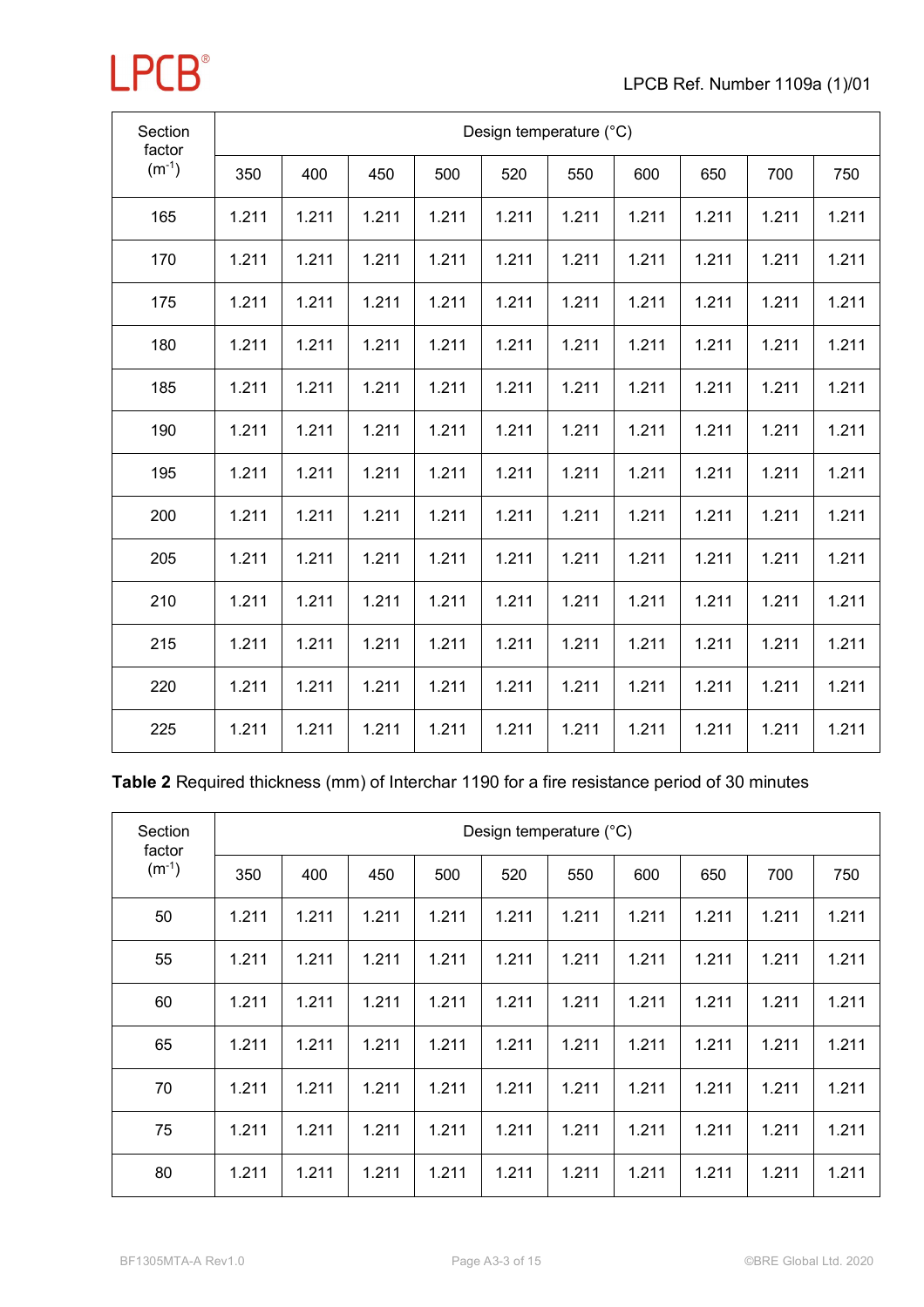| Section factor ($m^{-1}$) | Design temperature (°C) | | | | | | | | | |
|---|---|---|---|---|---|---|---|---|---|---|
| | 350 | 400 | 450 | 500 | 520 | 550 | 600 | 650 | 700 | 750 |
| 165 | 1.211 | 1.211 | 1.211 | 1.211 | 1.211 | 1.211 | 1.211 | 1.211 | 1.211 | 1.211 |
| 170 | 1.211 | 1.211 | 1.211 | 1.211 | 1.211 | 1.211 | 1.211 | 1.211 | 1.211 | 1.211 |
| 175 | 1.211 | 1.211 | 1.211 | 1.211 | 1.211 | 1.211 | 1.211 | 1.211 | 1.211 | 1.211 |
| 180 | 1.211 | 1.211 | 1.211 | 1.211 | 1.211 | 1.211 | 1.211 | 1.211 | 1.211 | 1.211 |
| 185 | 1.211 | 1.211 | 1.211 | 1.211 | 1.211 | 1.211 | 1.211 | 1.211 | 1.211 | 1.211 |
| 190 | 1.211 | 1.211 | 1.211 | 1.211 | 1.211 | 1.211 | 1.211 | 1.211 | 1.211 | 1.211 |
| 195 | 1.211 | 1.211 | 1.211 | 1.211 | 1.211 | 1.211 | 1.211 | 1.211 | 1.211 | 1.211 |
| 200 | 1.211 | 1.211 | 1.211 | 1.211 | 1.211 | 1.211 | 1.211 | 1.211 | 1.211 | 1.211 |
| 205 | 1.211 | 1.211 | 1.211 | 1.211 | 1.211 | 1.211 | 1.211 | 1.211 | 1.211 | 1.211 |
| 210 | 1.211 | 1.211 | 1.211 | 1.211 | 1.211 | 1.211 | 1.211 | 1.211 | 1.211 | 1.211 |
| 215 | 1.211 | 1.211 | 1.211 | 1.211 | 1.211 | 1.211 | 1.211 | 1.211 | 1.211 | 1.211 |
| 220 | 1.211 | 1.211 | 1.211 | 1.211 | 1.211 | 1.211 | 1.211 | 1.211 | 1.211 | 1.211 |
| 225 | 1.211 | 1.211 | 1.211 | 1.211 | 1.211 | 1.211 | 1.211 | 1.211 | 1.211 | 1.211 |

**Table 2** Required thickness (mm) of Interchar 1190 for a fire resistance period of 30 minutes

| Section factor ($m^{-1}$) | Design temperature (°C) | | | | | | | | | |
|---|---|---|---|---|---|---|---|---|---|---|
| | 350 | 400 | 450 | 500 | 520 | 550 | 600 | 650 | 700 | 750 |
| 50 | 1.211 | 1.211 | 1.211 | 1.211 | 1.211 | 1.211 | 1.211 | 1.211 | 1.211 | 1.211 |
| 55 | 1.211 | 1.211 | 1.211 | 1.211 | 1.211 | 1.211 | 1.211 | 1.211 | 1.211 | 1.211 |
| 60 | 1.211 | 1.211 | 1.211 | 1.211 | 1.211 | 1.211 | 1.211 | 1.211 | 1.211 | 1.211 |
| 65 | 1.211 | 1.211 | 1.211 | 1.211 | 1.211 | 1.211 | 1.211 | 1.211 | 1.211 | 1.211 |
| 70 | 1.211 | 1.211 | 1.211 | 1.211 | 1.211 | 1.211 | 1.211 | 1.211 | 1.211 | 1.211 |
| 75 | 1.211 | 1.211 | 1.211 | 1.211 | 1.211 | 1.211 | 1.211 | 1.211 | 1.211 | 1.211 |
| 80 | 1.211 | 1.211 | 1.211 | 1.211 | 1.211 | 1.211 | 1.211 | 1.211 | 1.211 | 1.211 |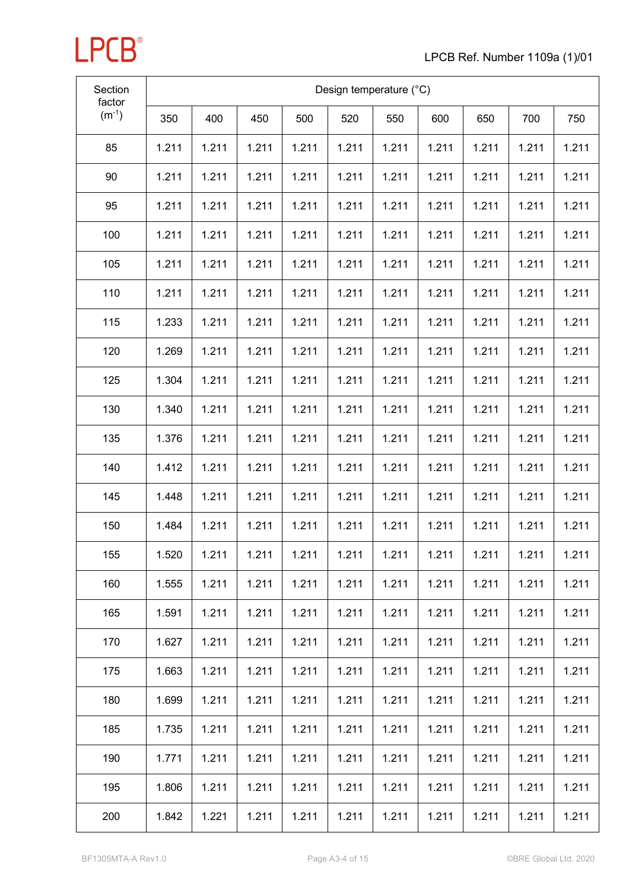| Section factor ($m^{-1}$) | Design temperature (°C) | | | | | | | | | |
|---|---|---|---|---|---|---|---|---|---|---|
| | 350 | 400 | 450 | 500 | 520 | 550 | 600 | 650 | 700 | 750 |
| 85 | 1.211 | 1.211 | 1.211 | 1.211 | 1.211 | 1.211 | 1.211 | 1.211 | 1.211 | 1.211 |
| 90 | 1.211 | 1.211 | 1.211 | 1.211 | 1.211 | 1.211 | 1.211 | 1.211 | 1.211 | 1.211 |
| 95 | 1.211 | 1.211 | 1.211 | 1.211 | 1.211 | 1.211 | 1.211 | 1.211 | 1.211 | 1.211 |
| 100 | 1.211 | 1.211 | 1.211 | 1.211 | 1.211 | 1.211 | 1.211 | 1.211 | 1.211 | 1.211 |
| 105 | 1.211 | 1.211 | 1.211 | 1.211 | 1.211 | 1.211 | 1.211 | 1.211 | 1.211 | 1.211 |
| 110 | 1.211 | 1.211 | 1.211 | 1.211 | 1.211 | 1.211 | 1.211 | 1.211 | 1.211 | 1.211 |
| 115 | 1.233 | 1.211 | 1.211 | 1.211 | 1.211 | 1.211 | 1.211 | 1.211 | 1.211 | 1.211 |
| 120 | 1.269 | 1.211 | 1.211 | 1.211 | 1.211 | 1.211 | 1.211 | 1.211 | 1.211 | 1.211 |
| 125 | 1.304 | 1.211 | 1.211 | 1.211 | 1.211 | 1.211 | 1.211 | 1.211 | 1.211 | 1.211 |
| 130 | 1.340 | 1.211 | 1.211 | 1.211 | 1.211 | 1.211 | 1.211 | 1.211 | 1.211 | 1.211 |
| 135 | 1.376 | 1.211 | 1.211 | 1.211 | 1.211 | 1.211 | 1.211 | 1.211 | 1.211 | 1.211 |
| 140 | 1.412 | 1.211 | 1.211 | 1.211 | 1.211 | 1.211 | 1.211 | 1.211 | 1.211 | 1.211 |
| 145 | 1.448 | 1.211 | 1.211 | 1.211 | 1.211 | 1.211 | 1.211 | 1.211 | 1.211 | 1.211 |
| 150 | 1.484 | 1.211 | 1.211 | 1.211 | 1.211 | 1.211 | 1.211 | 1.211 | 1.211 | 1.211 |
| 155 | 1.520 | 1.211 | 1.211 | 1.211 | 1.211 | 1.211 | 1.211 | 1.211 | 1.211 | 1.211 |
| 160 | 1.555 | 1.211 | 1.211 | 1.211 | 1.211 | 1.211 | 1.211 | 1.211 | 1.211 | 1.211 |
| 165 | 1.591 | 1.211 | 1.211 | 1.211 | 1.211 | 1.211 | 1.211 | 1.211 | 1.211 | 1.211 |
| 170 | 1.627 | 1.211 | 1.211 | 1.211 | 1.211 | 1.211 | 1.211 | 1.211 | 1.211 | 1.211 |
| 175 | 1.663 | 1.211 | 1.211 | 1.211 | 1.211 | 1.211 | 1.211 | 1.211 | 1.211 | 1.211 |
| 180 | 1.699 | 1.211 | 1.211 | 1.211 | 1.211 | 1.211 | 1.211 | 1.211 | 1.211 | 1.211 |
| 185 | 1.735 | 1.211 | 1.211 | 1.211 | 1.211 | 1.211 | 1.211 | 1.211 | 1.211 | 1.211 |
| 190 | 1.771 | 1.211 | 1.211 | 1.211 | 1.211 | 1.211 | 1.211 | 1.211 | 1.211 | 1.211 |
| 195 | 1.806 | 1.211 | 1.211 | 1.211 | 1.211 | 1.211 | 1.211 | 1.211 | 1.211 | 1.211 |
| 200 | 1.842 | 1.221 | 1.211 | 1.211 | 1.211 | 1.211 | 1.211 | 1.211 | 1.211 | 1.211 |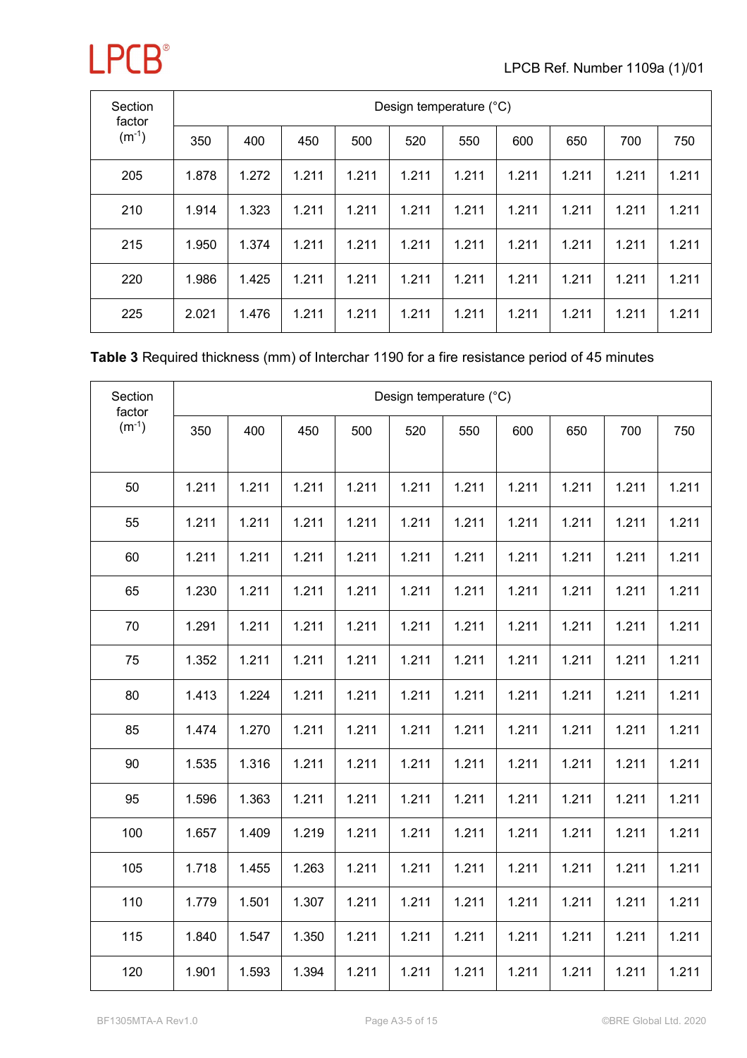| Section factor ($m^{-1}$) | Design temperature (°C) | | | | | | | | | |
|---|---|---|---|---|---|---|---|---|---|---|
| | 350 | 400 | 450 | 500 | 520 | 550 | 600 | 650 | 700 | 750 |
| 205 | 1.878 | 1.272 | 1.211 | 1.211 | 1.211 | 1.211 | 1.211 | 1.211 | 1.211 | 1.211 |
| 210 | 1.914 | 1.323 | 1.211 | 1.211 | 1.211 | 1.211 | 1.211 | 1.211 | 1.211 | 1.211 |
| 215 | 1.950 | 1.374 | 1.211 | 1.211 | 1.211 | 1.211 | 1.211 | 1.211 | 1.211 | 1.211 |
| 220 | 1.986 | 1.425 | 1.211 | 1.211 | 1.211 | 1.211 | 1.211 | 1.211 | 1.211 | 1.211 |
| 225 | 2.021 | 1.476 | 1.211 | 1.211 | 1.211 | 1.211 | 1.211 | 1.211 | 1.211 | 1.211 |

**Table 3** Required thickness (mm) of Interchar 1190 for a fire resistance period of 45 minutes

| Section factor ($m^{-1}$) | Design temperature (°C) | | | | | | | | | |
|---|---|---|---|---|---|---|---|---|---|---|
| | 350 | 400 | 450 | 500 | 520 | 550 | 600 | 650 | 700 | 750 |
| 50 | 1.211 | 1.211 | 1.211 | 1.211 | 1.211 | 1.211 | 1.211 | 1.211 | 1.211 | 1.211 |
| 55 | 1.211 | 1.211 | 1.211 | 1.211 | 1.211 | 1.211 | 1.211 | 1.211 | 1.211 | 1.211 |
| 60 | 1.211 | 1.211 | 1.211 | 1.211 | 1.211 | 1.211 | 1.211 | 1.211 | 1.211 | 1.211 |
| 65 | 1.230 | 1.211 | 1.211 | 1.211 | 1.211 | 1.211 | 1.211 | 1.211 | 1.211 | 1.211 |
| 70 | 1.291 | 1.211 | 1.211 | 1.211 | 1.211 | 1.211 | 1.211 | 1.211 | 1.211 | 1.211 |
| 75 | 1.352 | 1.211 | 1.211 | 1.211 | 1.211 | 1.211 | 1.211 | 1.211 | 1.211 | 1.211 |
| 80 | 1.413 | 1.224 | 1.211 | 1.211 | 1.211 | 1.211 | 1.211 | 1.211 | 1.211 | 1.211 |
| 85 | 1.474 | 1.270 | 1.211 | 1.211 | 1.211 | 1.211 | 1.211 | 1.211 | 1.211 | 1.211 |
| 90 | 1.535 | 1.316 | 1.211 | 1.211 | 1.211 | 1.211 | 1.211 | 1.211 | 1.211 | 1.211 |
| 95 | 1.596 | 1.363 | 1.211 | 1.211 | 1.211 | 1.211 | 1.211 | 1.211 | 1.211 | 1.211 |
| 100 | 1.657 | 1.409 | 1.219 | 1.211 | 1.211 | 1.211 | 1.211 | 1.211 | 1.211 | 1.211 |
| 105 | 1.718 | 1.455 | 1.263 | 1.211 | 1.211 | 1.211 | 1.211 | 1.211 | 1.211 | 1.211 |
| 110 | 1.779 | 1.501 | 1.307 | 1.211 | 1.211 | 1.211 | 1.211 | 1.211 | 1.211 | 1.211 |
| 115 | 1.840 | 1.547 | 1.350 | 1.211 | 1.211 | 1.211 | 1.211 | 1.211 | 1.211 | 1.211 |
| 120 | 1.901 | 1.593 | 1.394 | 1.211 | 1.211 | 1.211 | 1.211 | 1.211 | 1.211 | 1.211 |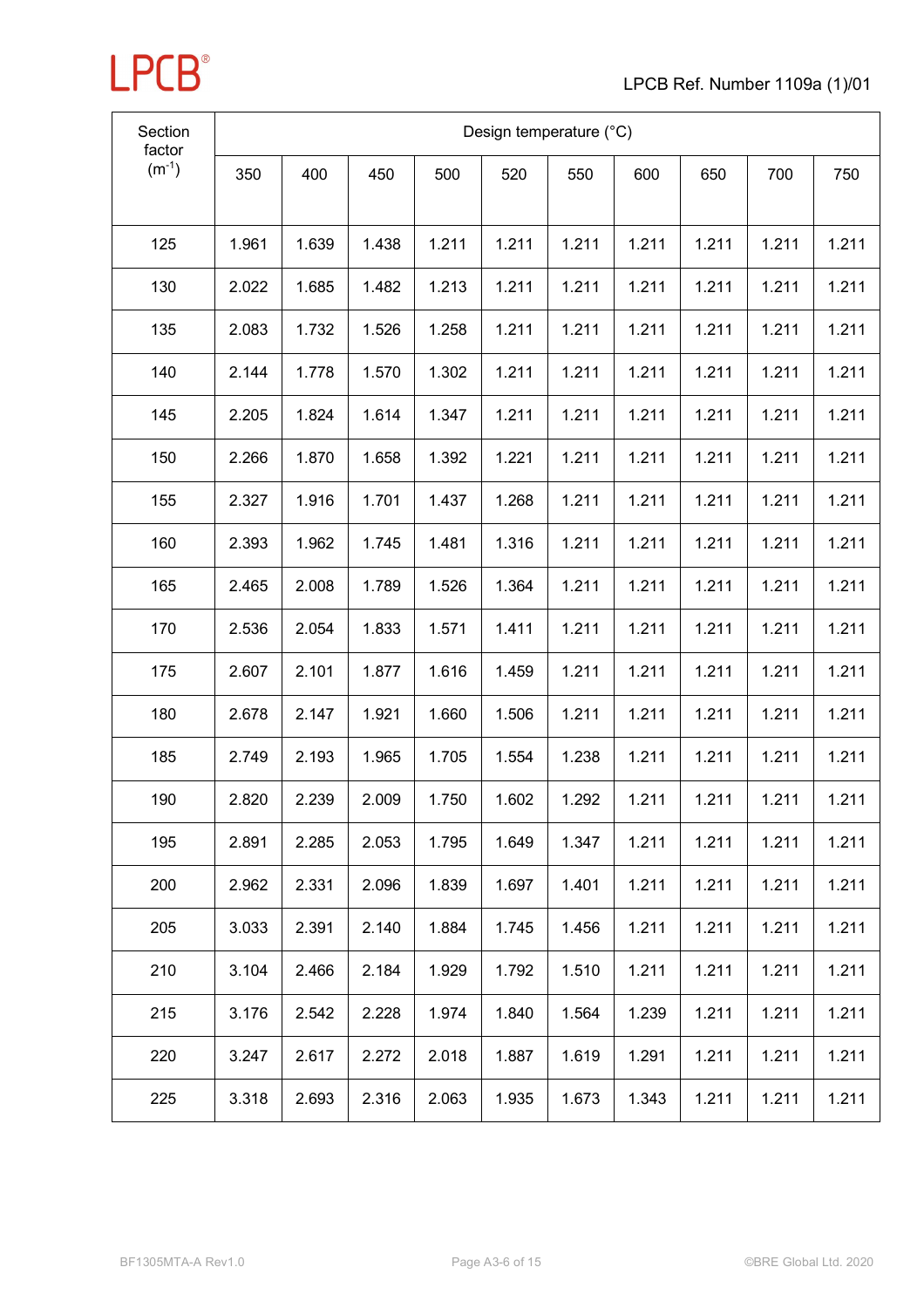| Section factor ($m^{-1}$) | Design temperature (°C) | | | | | | | | | |
|---|---|---|---|---|---|---|---|---|---|---|
| | 350 | 400 | 450 | 500 | 520 | 550 | 600 | 650 | 700 | 750 |
| 125 | 1.961 | 1.639 | 1.438 | 1.211 | 1.211 | 1.211 | 1.211 | 1.211 | 1.211 | 1.211 |
| 130 | 2.022 | 1.685 | 1.482 | 1.213 | 1.211 | 1.211 | 1.211 | 1.211 | 1.211 | 1.211 |
| 135 | 2.083 | 1.732 | 1.526 | 1.258 | 1.211 | 1.211 | 1.211 | 1.211 | 1.211 | 1.211 |
| 140 | 2.144 | 1.778 | 1.570 | 1.302 | 1.211 | 1.211 | 1.211 | 1.211 | 1.211 | 1.211 |
| 145 | 2.205 | 1.824 | 1.614 | 1.347 | 1.211 | 1.211 | 1.211 | 1.211 | 1.211 | 1.211 |
| 150 | 2.266 | 1.870 | 1.658 | 1.392 | 1.221 | 1.211 | 1.211 | 1.211 | 1.211 | 1.211 |
| 155 | 2.327 | 1.916 | 1.701 | 1.437 | 1.268 | 1.211 | 1.211 | 1.211 | 1.211 | 1.211 |
| 160 | 2.393 | 1.962 | 1.745 | 1.481 | 1.316 | 1.211 | 1.211 | 1.211 | 1.211 | 1.211 |
| 165 | 2.465 | 2.008 | 1.789 | 1.526 | 1.364 | 1.211 | 1.211 | 1.211 | 1.211 | 1.211 |
| 170 | 2.536 | 2.054 | 1.833 | 1.571 | 1.411 | 1.211 | 1.211 | 1.211 | 1.211 | 1.211 |
| 175 | 2.607 | 2.101 | 1.877 | 1.616 | 1.459 | 1.211 | 1.211 | 1.211 | 1.211 | 1.211 |
| 180 | 2.678 | 2.147 | 1.921 | 1.660 | 1.506 | 1.211 | 1.211 | 1.211 | 1.211 | 1.211 |
| 185 | 2.749 | 2.193 | 1.965 | 1.705 | 1.554 | 1.238 | 1.211 | 1.211 | 1.211 | 1.211 |
| 190 | 2.820 | 2.239 | 2.009 | 1.750 | 1.602 | 1.292 | 1.211 | 1.211 | 1.211 | 1.211 |
| 195 | 2.891 | 2.285 | 2.053 | 1.795 | 1.649 | 1.347 | 1.211 | 1.211 | 1.211 | 1.211 |
| 200 | 2.962 | 2.331 | 2.096 | 1.839 | 1.697 | 1.401 | 1.211 | 1.211 | 1.211 | 1.211 |
| 205 | 3.033 | 2.391 | 2.140 | 1.884 | 1.745 | 1.456 | 1.211 | 1.211 | 1.211 | 1.211 |
| 210 | 3.104 | 2.466 | 2.184 | 1.929 | 1.792 | 1.510 | 1.211 | 1.211 | 1.211 | 1.211 |
| 215 | 3.176 | 2.542 | 2.228 | 1.974 | 1.840 | 1.564 | 1.239 | 1.211 | 1.211 | 1.211 |
| 220 | 3.247 | 2.617 | 2.272 | 2.018 | 1.887 | 1.619 | 1.291 | 1.211 | 1.211 | 1.211 |
| 225 | 3.318 | 2.693 | 2.316 | 2.063 | 1.935 | 1.673 | 1.343 | 1.211 | 1.211 | 1.211 |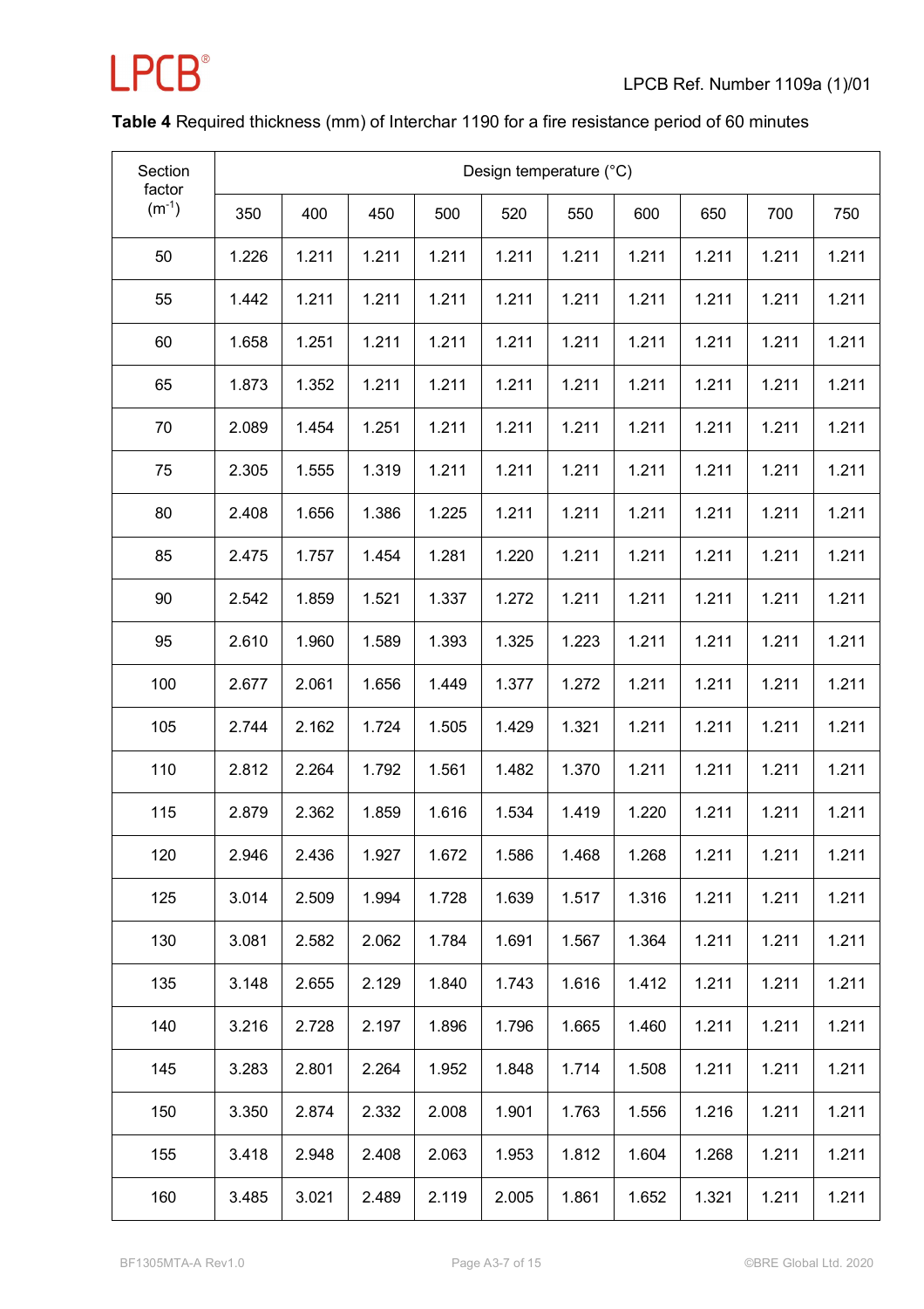**Table 4** Required thickness (mm) of Interchar 1190 for a fire resistance period of 60 minutes

| Section factor ($m^{-1}$) | Design temperature (°C) | | | | | | | | | |
|---|---|---|---|---|---|---|---|---|---|---|
| | 350 | 400 | 450 | 500 | 520 | 550 | 600 | 650 | 700 | 750 |
| 50 | 1.226 | 1.211 | 1.211 | 1.211 | 1.211 | 1.211 | 1.211 | 1.211 | 1.211 | 1.211 |
| 55 | 1.442 | 1.211 | 1.211 | 1.211 | 1.211 | 1.211 | 1.211 | 1.211 | 1.211 | 1.211 |
| 60 | 1.658 | 1.251 | 1.211 | 1.211 | 1.211 | 1.211 | 1.211 | 1.211 | 1.211 | 1.211 |
| 65 | 1.873 | 1.352 | 1.211 | 1.211 | 1.211 | 1.211 | 1.211 | 1.211 | 1.211 | 1.211 |
| 70 | 2.089 | 1.454 | 1.251 | 1.211 | 1.211 | 1.211 | 1.211 | 1.211 | 1.211 | 1.211 |
| 75 | 2.305 | 1.555 | 1.319 | 1.211 | 1.211 | 1.211 | 1.211 | 1.211 | 1.211 | 1.211 |
| 80 | 2.408 | 1.656 | 1.386 | 1.225 | 1.211 | 1.211 | 1.211 | 1.211 | 1.211 | 1.211 |
| 85 | 2.475 | 1.757 | 1.454 | 1.281 | 1.220 | 1.211 | 1.211 | 1.211 | 1.211 | 1.211 |
| 90 | 2.542 | 1.859 | 1.521 | 1.337 | 1.272 | 1.211 | 1.211 | 1.211 | 1.211 | 1.211 |
| 95 | 2.610 | 1.960 | 1.589 | 1.393 | 1.325 | 1.223 | 1.211 | 1.211 | 1.211 | 1.211 |
| 100 | 2.677 | 2.061 | 1.656 | 1.449 | 1.377 | 1.272 | 1.211 | 1.211 | 1.211 | 1.211 |
| 105 | 2.744 | 2.162 | 1.724 | 1.505 | 1.429 | 1.321 | 1.211 | 1.211 | 1.211 | 1.211 |
| 110 | 2.812 | 2.264 | 1.792 | 1.561 | 1.482 | 1.370 | 1.211 | 1.211 | 1.211 | 1.211 |
| 115 | 2.879 | 2.362 | 1.859 | 1.616 | 1.534 | 1.419 | 1.220 | 1.211 | 1.211 | 1.211 |
| 120 | 2.946 | 2.436 | 1.927 | 1.672 | 1.586 | 1.468 | 1.268 | 1.211 | 1.211 | 1.211 |
| 125 | 3.014 | 2.509 | 1.994 | 1.728 | 1.639 | 1.517 | 1.316 | 1.211 | 1.211 | 1.211 |
| 130 | 3.081 | 2.582 | 2.062 | 1.784 | 1.691 | 1.567 | 1.364 | 1.211 | 1.211 | 1.211 |
| 135 | 3.148 | 2.655 | 2.129 | 1.840 | 1.743 | 1.616 | 1.412 | 1.211 | 1.211 | 1.211 |
| 140 | 3.216 | 2.728 | 2.197 | 1.896 | 1.796 | 1.665 | 1.460 | 1.211 | 1.211 | 1.211 |
| 145 | 3.283 | 2.801 | 2.264 | 1.952 | 1.848 | 1.714 | 1.508 | 1.211 | 1.211 | 1.211 |
| 150 | 3.350 | 2.874 | 2.332 | 2.008 | 1.901 | 1.763 | 1.556 | 1.216 | 1.211 | 1.211 |
| 155 | 3.418 | 2.948 | 2.408 | 2.063 | 1.953 | 1.812 | 1.604 | 1.268 | 1.211 | 1.211 |
| 160 | 3.485 | 3.021 | 2.489 | 2.119 | 2.005 | 1.861 | 1.652 | 1.321 | 1.211 | 1.211 |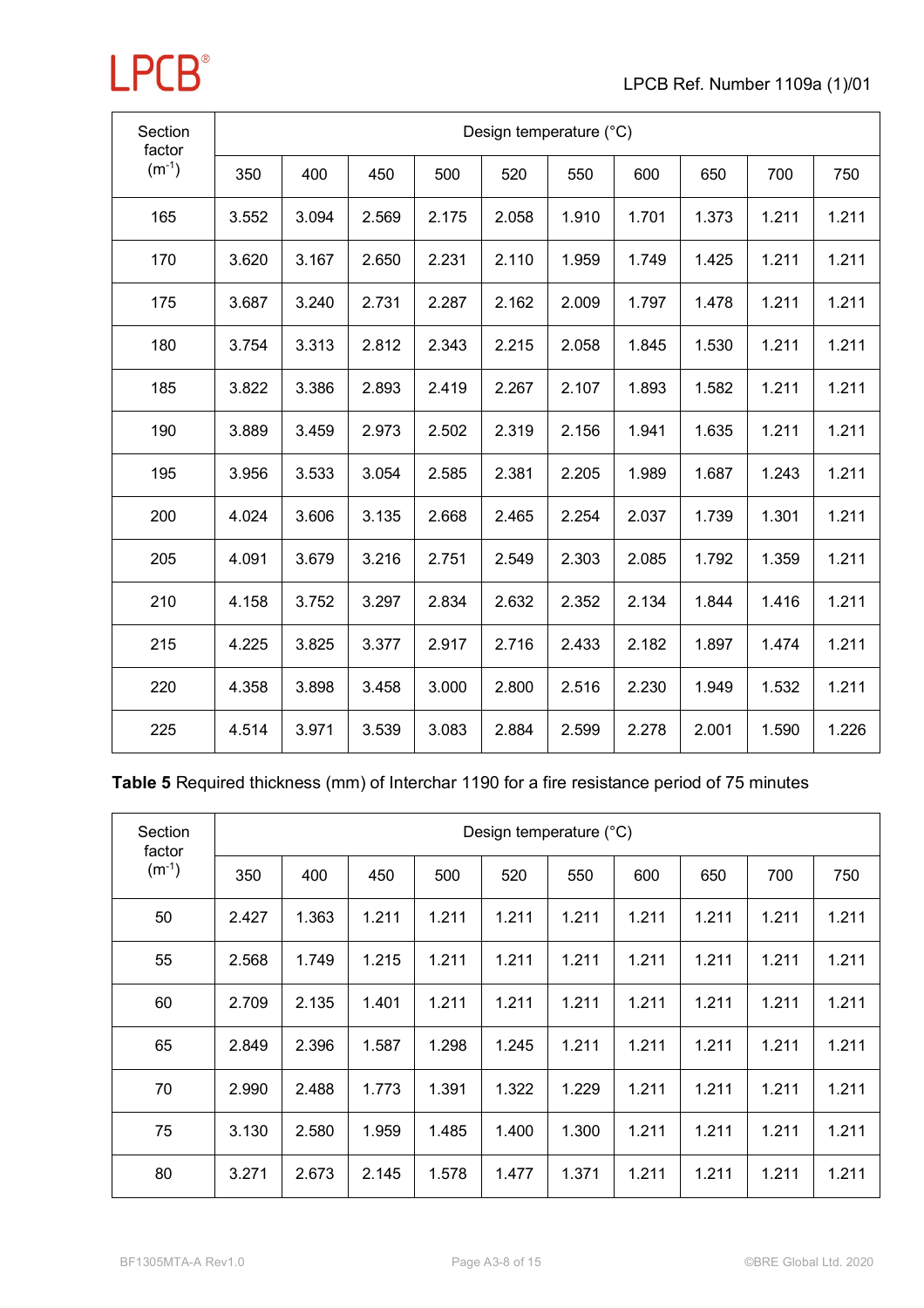| Section factor ($m^{-1}$) | Design temperature (°C) | | | | | | | | | |
|---|---|---|---|---|---|---|---|---|---|---|
| | 350 | 400 | 450 | 500 | 520 | 550 | 600 | 650 | 700 | 750 |
| 165 | 3.552 | 3.094 | 2.569 | 2.175 | 2.058 | 1.910 | 1.701 | 1.373 | 1.211 | 1.211 |
| 170 | 3.620 | 3.167 | 2.650 | 2.231 | 2.110 | 1.959 | 1.749 | 1.425 | 1.211 | 1.211 |
| 175 | 3.687 | 3.240 | 2.731 | 2.287 | 2.162 | 2.009 | 1.797 | 1.478 | 1.211 | 1.211 |
| 180 | 3.754 | 3.313 | 2.812 | 2.343 | 2.215 | 2.058 | 1.845 | 1.530 | 1.211 | 1.211 |
| 185 | 3.822 | 3.386 | 2.893 | 2.419 | 2.267 | 2.107 | 1.893 | 1.582 | 1.211 | 1.211 |
| 190 | 3.889 | 3.459 | 2.973 | 2.502 | 2.319 | 2.156 | 1.941 | 1.635 | 1.211 | 1.211 |
| 195 | 3.956 | 3.533 | 3.054 | 2.585 | 2.381 | 2.205 | 1.989 | 1.687 | 1.243 | 1.211 |
| 200 | 4.024 | 3.606 | 3.135 | 2.668 | 2.465 | 2.254 | 2.037 | 1.739 | 1.301 | 1.211 |
| 205 | 4.091 | 3.679 | 3.216 | 2.751 | 2.549 | 2.303 | 2.085 | 1.792 | 1.359 | 1.211 |
| 210 | 4.158 | 3.752 | 3.297 | 2.834 | 2.632 | 2.352 | 2.134 | 1.844 | 1.416 | 1.211 |
| 215 | 4.225 | 3.825 | 3.377 | 2.917 | 2.716 | 2.433 | 2.182 | 1.897 | 1.474 | 1.211 |
| 220 | 4.358 | 3.898 | 3.458 | 3.000 | 2.800 | 2.516 | 2.230 | 1.949 | 1.532 | 1.211 |
| 225 | 4.514 | 3.971 | 3.539 | 3.083 | 2.884 | 2.599 | 2.278 | 2.001 | 1.590 | 1.226 |

**Table 5** Required thickness (mm) of Interchar 1190 for a fire resistance period of 75 minutes

| Section factor ($m^{-1}$) | Design temperature (°C) | | | | | | | | | |
|---|---|---|---|---|---|---|---|---|---|---|
| | 350 | 400 | 450 | 500 | 520 | 550 | 600 | 650 | 700 | 750 |
| 50 | 2.427 | 1.363 | 1.211 | 1.211 | 1.211 | 1.211 | 1.211 | 1.211 | 1.211 | 1.211 |
| 55 | 2.568 | 1.749 | 1.215 | 1.211 | 1.211 | 1.211 | 1.211 | 1.211 | 1.211 | 1.211 |
| 60 | 2.709 | 2.135 | 1.401 | 1.211 | 1.211 | 1.211 | 1.211 | 1.211 | 1.211 | 1.211 |
| 65 | 2.849 | 2.396 | 1.587 | 1.298 | 1.245 | 1.211 | 1.211 | 1.211 | 1.211 | 1.211 |
| 70 | 2.990 | 2.488 | 1.773 | 1.391 | 1.322 | 1.229 | 1.211 | 1.211 | 1.211 | 1.211 |
| 75 | 3.130 | 2.580 | 1.959 | 1.485 | 1.400 | 1.300 | 1.211 | 1.211 | 1.211 | 1.211 |
| 80 | 3.271 | 2.673 | 2.145 | 1.578 | 1.477 | 1.371 | 1.211 | 1.211 | 1.211 | 1.211 |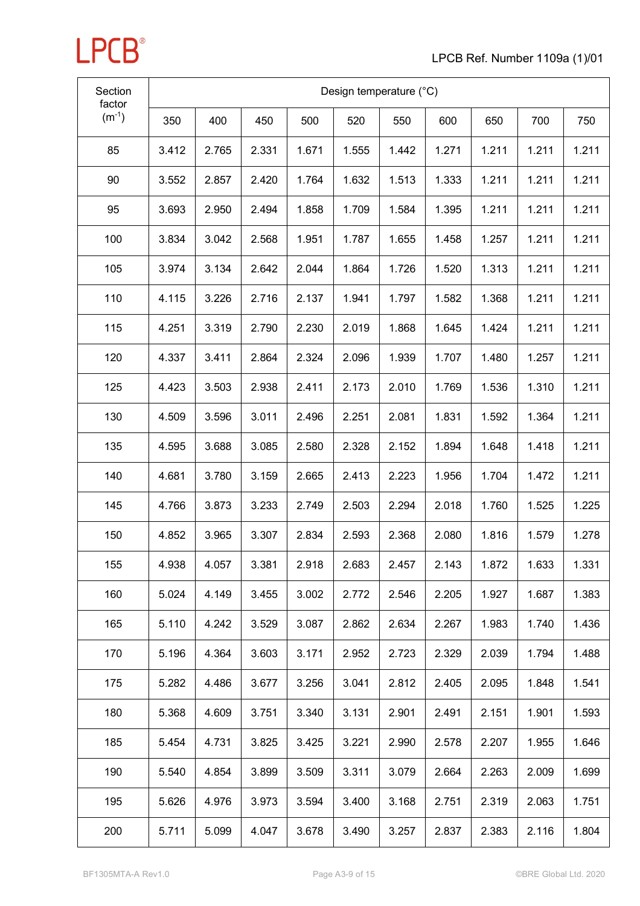| Section factor ($m^{-1}$) | Design temperature (°C) | | | | | | | | | |
|---|---|---|---|---|---|---|---|---|---|---|
| | 350 | 400 | 450 | 500 | 520 | 550 | 600 | 650 | 700 | 750 |
| 85 | 3.412 | 2.765 | 2.331 | 1.671 | 1.555 | 1.442 | 1.271 | 1.211 | 1.211 | 1.211 |
| 90 | 3.552 | 2.857 | 2.420 | 1.764 | 1.632 | 1.513 | 1.333 | 1.211 | 1.211 | 1.211 |
| 95 | 3.693 | 2.950 | 2.494 | 1.858 | 1.709 | 1.584 | 1.395 | 1.211 | 1.211 | 1.211 |
| 100 | 3.834 | 3.042 | 2.568 | 1.951 | 1.787 | 1.655 | 1.458 | 1.257 | 1.211 | 1.211 |
| 105 | 3.974 | 3.134 | 2.642 | 2.044 | 1.864 | 1.726 | 1.520 | 1.313 | 1.211 | 1.211 |
| 110 | 4.115 | 3.226 | 2.716 | 2.137 | 1.941 | 1.797 | 1.582 | 1.368 | 1.211 | 1.211 |
| 115 | 4.251 | 3.319 | 2.790 | 2.230 | 2.019 | 1.868 | 1.645 | 1.424 | 1.211 | 1.211 |
| 120 | 4.337 | 3.411 | 2.864 | 2.324 | 2.096 | 1.939 | 1.707 | 1.480 | 1.257 | 1.211 |
| 125 | 4.423 | 3.503 | 2.938 | 2.411 | 2.173 | 2.010 | 1.769 | 1.536 | 1.310 | 1.211 |
| 130 | 4.509 | 3.596 | 3.011 | 2.496 | 2.251 | 2.081 | 1.831 | 1.592 | 1.364 | 1.211 |
| 135 | 4.595 | 3.688 | 3.085 | 2.580 | 2.328 | 2.152 | 1.894 | 1.648 | 1.418 | 1.211 |
| 140 | 4.681 | 3.780 | 3.159 | 2.665 | 2.413 | 2.223 | 1.956 | 1.704 | 1.472 | 1.211 |
| 145 | 4.766 | 3.873 | 3.233 | 2.749 | 2.503 | 2.294 | 2.018 | 1.760 | 1.525 | 1.225 |
| 150 | 4.852 | 3.965 | 3.307 | 2.834 | 2.593 | 2.368 | 2.080 | 1.816 | 1.579 | 1.278 |
| 155 | 4.938 | 4.057 | 3.381 | 2.918 | 2.683 | 2.457 | 2.143 | 1.872 | 1.633 | 1.331 |
| 160 | 5.024 | 4.149 | 3.455 | 3.002 | 2.772 | 2.546 | 2.205 | 1.927 | 1.687 | 1.383 |
| 165 | 5.110 | 4.242 | 3.529 | 3.087 | 2.862 | 2.634 | 2.267 | 1.983 | 1.740 | 1.436 |
| 170 | 5.196 | 4.364 | 3.603 | 3.171 | 2.952 | 2.723 | 2.329 | 2.039 | 1.794 | 1.488 |
| 175 | 5.282 | 4.486 | 3.677 | 3.256 | 3.041 | 2.812 | 2.405 | 2.095 | 1.848 | 1.541 |
| 180 | 5.368 | 4.609 | 3.751 | 3.340 | 3.131 | 2.901 | 2.491 | 2.151 | 1.901 | 1.593 |
| 185 | 5.454 | 4.731 | 3.825 | 3.425 | 3.221 | 2.990 | 2.578 | 2.207 | 1.955 | 1.646 |
| 190 | 5.540 | 4.854 | 3.899 | 3.509 | 3.311 | 3.079 | 2.664 | 2.263 | 2.009 | 1.699 |
| 195 | 5.626 | 4.976 | 3.973 | 3.594 | 3.400 | 3.168 | 2.751 | 2.319 | 2.063 | 1.751 |
| 200 | 5.711 | 5.099 | 4.047 | 3.678 | 3.490 | 3.257 | 2.837 | 2.383 | 2.116 | 1.804 |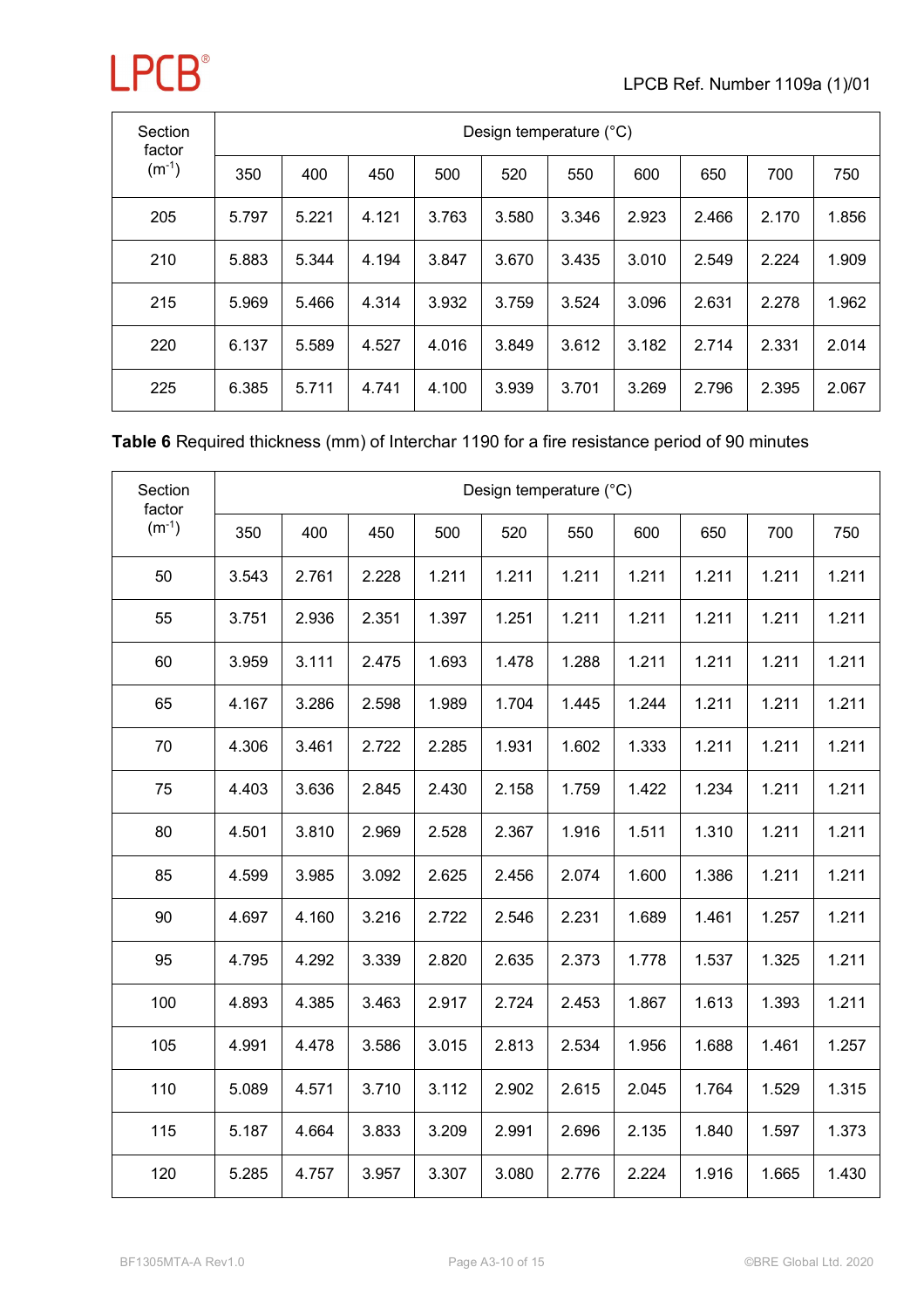| Section factor ($m^{-1}$) | Design temperature (°C) | | | | | | | | | |
|---|---|---|---|---|---|---|---|---|---|---|
| | 350 | 400 | 450 | 500 | 520 | 550 | 600 | 650 | 700 | 750 |
| 205 | 5.797 | 5.221 | 4.121 | 3.763 | 3.580 | 3.346 | 2.923 | 2.466 | 2.170 | 1.856 |
| 210 | 5.883 | 5.344 | 4.194 | 3.847 | 3.670 | 3.435 | 3.010 | 2.549 | 2.224 | 1.909 |
| 215 | 5.969 | 5.466 | 4.314 | 3.932 | 3.759 | 3.524 | 3.096 | 2.631 | 2.278 | 1.962 |
| 220 | 6.137 | 5.589 | 4.527 | 4.016 | 3.849 | 3.612 | 3.182 | 2.714 | 2.331 | 2.014 |
| 225 | 6.385 | 5.711 | 4.741 | 4.100 | 3.939 | 3.701 | 3.269 | 2.796 | 2.395 | 2.067 |

**Table 6** Required thickness (mm) of Interchar 1190 for a fire resistance period of 90 minutes

| Section factor ($m^{-1}$) | Design temperature (°C) | | | | | | | | | |
|---|---|---|---|---|---|---|---|---|---|---|
| | 350 | 400 | 450 | 500 | 520 | 550 | 600 | 650 | 700 | 750 |
| 50 | 3.543 | 2.761 | 2.228 | 1.211 | 1.211 | 1.211 | 1.211 | 1.211 | 1.211 | 1.211 |
| 55 | 3.751 | 2.936 | 2.351 | 1.397 | 1.251 | 1.211 | 1.211 | 1.211 | 1.211 | 1.211 |
| 60 | 3.959 | 3.111 | 2.475 | 1.693 | 1.478 | 1.288 | 1.211 | 1.211 | 1.211 | 1.211 |
| 65 | 4.167 | 3.286 | 2.598 | 1.989 | 1.704 | 1.445 | 1.244 | 1.211 | 1.211 | 1.211 |
| 70 | 4.306 | 3.461 | 2.722 | 2.285 | 1.931 | 1.602 | 1.333 | 1.211 | 1.211 | 1.211 |
| 75 | 4.403 | 3.636 | 2.845 | 2.430 | 2.158 | 1.759 | 1.422 | 1.234 | 1.211 | 1.211 |
| 80 | 4.501 | 3.810 | 2.969 | 2.528 | 2.367 | 1.916 | 1.511 | 1.310 | 1.211 | 1.211 |
| 85 | 4.599 | 3.985 | 3.092 | 2.625 | 2.456 | 2.074 | 1.600 | 1.386 | 1.211 | 1.211 |
| 90 | 4.697 | 4.160 | 3.216 | 2.722 | 2.546 | 2.231 | 1.689 | 1.461 | 1.257 | 1.211 |
| 95 | 4.795 | 4.292 | 3.339 | 2.820 | 2.635 | 2.373 | 1.778 | 1.537 | 1.325 | 1.211 |
| 100 | 4.893 | 4.385 | 3.463 | 2.917 | 2.724 | 2.453 | 1.867 | 1.613 | 1.393 | 1.211 |
| 105 | 4.991 | 4.478 | 3.586 | 3.015 | 2.813 | 2.534 | 1.956 | 1.688 | 1.461 | 1.257 |
| 110 | 5.089 | 4.571 | 3.710 | 3.112 | 2.902 | 2.615 | 2.045 | 1.764 | 1.529 | 1.315 |
| 115 | 5.187 | 4.664 | 3.833 | 3.209 | 2.991 | 2.696 | 2.135 | 1.840 | 1.597 | 1.373 |
| 120 | 5.285 | 4.757 | 3.957 | 3.307 | 3.080 | 2.776 | 2.224 | 1.916 | 1.665 | 1.430 |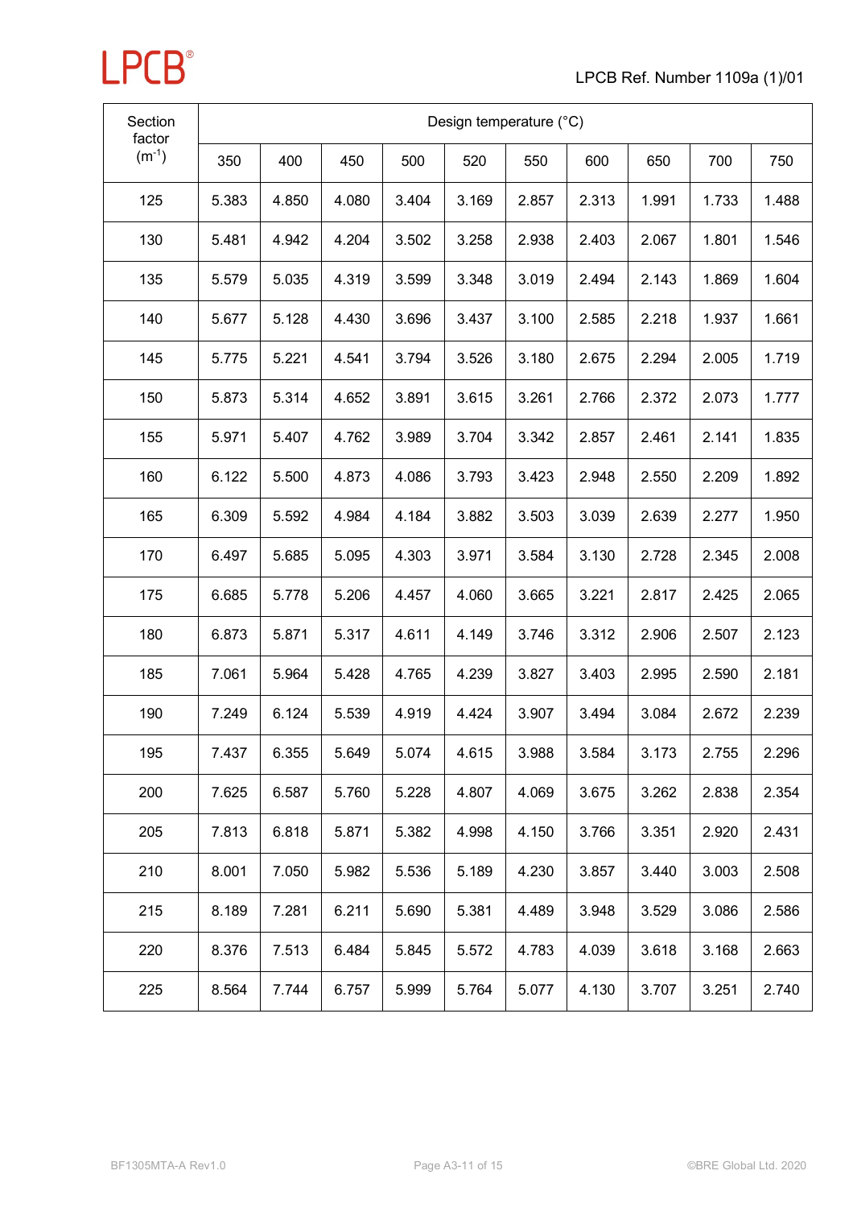| Section factor ($m^{-1}$) | Design temperature (°C) | | | | | | | | | |
|---|---|---|---|---|---|---|---|---|---|---|
| | 350 | 400 | 450 | 500 | 520 | 550 | 600 | 650 | 700 | 750 |
| 125 | 5.383 | 4.850 | 4.080 | 3.404 | 3.169 | 2.857 | 2.313 | 1.991 | 1.733 | 1.488 |
| 130 | 5.481 | 4.942 | 4.204 | 3.502 | 3.258 | 2.938 | 2.403 | 2.067 | 1.801 | 1.546 |
| 135 | 5.579 | 5.035 | 4.319 | 3.599 | 3.348 | 3.019 | 2.494 | 2.143 | 1.869 | 1.604 |
| 140 | 5.677 | 5.128 | 4.430 | 3.696 | 3.437 | 3.100 | 2.585 | 2.218 | 1.937 | 1.661 |
| 145 | 5.775 | 5.221 | 4.541 | 3.794 | 3.526 | 3.180 | 2.675 | 2.294 | 2.005 | 1.719 |
| 150 | 5.873 | 5.314 | 4.652 | 3.891 | 3.615 | 3.261 | 2.766 | 2.372 | 2.073 | 1.777 |
| 155 | 5.971 | 5.407 | 4.762 | 3.989 | 3.704 | 3.342 | 2.857 | 2.461 | 2.141 | 1.835 |
| 160 | 6.122 | 5.500 | 4.873 | 4.086 | 3.793 | 3.423 | 2.948 | 2.550 | 2.209 | 1.892 |
| 165 | 6.309 | 5.592 | 4.984 | 4.184 | 3.882 | 3.503 | 3.039 | 2.639 | 2.277 | 1.950 |
| 170 | 6.497 | 5.685 | 5.095 | 4.303 | 3.971 | 3.584 | 3.130 | 2.728 | 2.345 | 2.008 |
| 175 | 6.685 | 5.778 | 5.206 | 4.457 | 4.060 | 3.665 | 3.221 | 2.817 | 2.425 | 2.065 |
| 180 | 6.873 | 5.871 | 5.317 | 4.611 | 4.149 | 3.746 | 3.312 | 2.906 | 2.507 | 2.123 |
| 185 | 7.061 | 5.964 | 5.428 | 4.765 | 4.239 | 3.827 | 3.403 | 2.995 | 2.590 | 2.181 |
| 190 | 7.249 | 6.124 | 5.539 | 4.919 | 4.424 | 3.907 | 3.494 | 3.084 | 2.672 | 2.239 |
| 195 | 7.437 | 6.355 | 5.649 | 5.074 | 4.615 | 3.988 | 3.584 | 3.173 | 2.755 | 2.296 |
| 200 | 7.625 | 6.587 | 5.760 | 5.228 | 4.807 | 4.069 | 3.675 | 3.262 | 2.838 | 2.354 |
| 205 | 7.813 | 6.818 | 5.871 | 5.382 | 4.998 | 4.150 | 3.766 | 3.351 | 2.920 | 2.431 |
| 210 | 8.001 | 7.050 | 5.982 | 5.536 | 5.189 | 4.230 | 3.857 | 3.440 | 3.003 | 2.508 |
| 215 | 8.189 | 7.281 | 6.211 | 5.690 | 5.381 | 4.489 | 3.948 | 3.529 | 3.086 | 2.586 |
| 220 | 8.376 | 7.513 | 6.484 | 5.845 | 5.572 | 4.783 | 4.039 | 3.618 | 3.168 | 2.663 |
| 225 | 8.564 | 7.744 | 6.757 | 5.999 | 5.764 | 5.077 | 4.130 | 3.707 | 3.251 | 2.740 |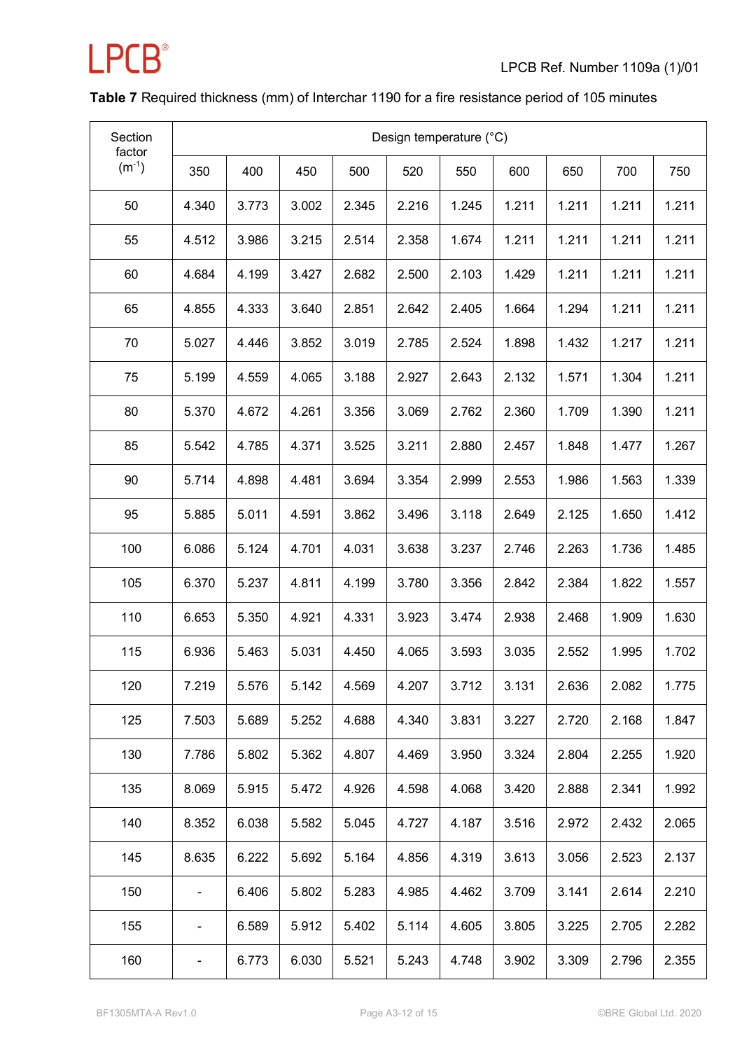**Table 7** Required thickness (mm) of Interchar 1190 for a fire resistance period of 105 minutes

| Section factor ($m^{-1}$) | Design temperature (°C) | | | | | | | | | |
|---|---|---|---|---|---|---|---|---|---|---|
| | 350 | 400 | 450 | 500 | 520 | 550 | 600 | 650 | 700 | 750 |
| 50 | 4.340 | 3.773 | 3.002 | 2.345 | 2.216 | 1.245 | 1.211 | 1.211 | 1.211 | 1.211 |
| 55 | 4.512 | 3.986 | 3.215 | 2.514 | 2.358 | 1.674 | 1.211 | 1.211 | 1.211 | 1.211 |
| 60 | 4.684 | 4.199 | 3.427 | 2.682 | 2.500 | 2.103 | 1.429 | 1.211 | 1.211 | 1.211 |
| 65 | 4.855 | 4.333 | 3.640 | 2.851 | 2.642 | 2.405 | 1.664 | 1.294 | 1.211 | 1.211 |
| 70 | 5.027 | 4.446 | 3.852 | 3.019 | 2.785 | 2.524 | 1.898 | 1.432 | 1.217 | 1.211 |
| 75 | 5.199 | 4.559 | 4.065 | 3.188 | 2.927 | 2.643 | 2.132 | 1.571 | 1.304 | 1.211 |
| 80 | 5.370 | 4.672 | 4.261 | 3.356 | 3.069 | 2.762 | 2.360 | 1.709 | 1.390 | 1.211 |
| 85 | 5.542 | 4.785 | 4.371 | 3.525 | 3.211 | 2.880 | 2.457 | 1.848 | 1.477 | 1.267 |
| 90 | 5.714 | 4.898 | 4.481 | 3.694 | 3.354 | 2.999 | 2.553 | 1.986 | 1.563 | 1.339 |
| 95 | 5.885 | 5.011 | 4.591 | 3.862 | 3.496 | 3.118 | 2.649 | 2.125 | 1.650 | 1.412 |
| 100 | 6.086 | 5.124 | 4.701 | 4.031 | 3.638 | 3.237 | 2.746 | 2.263 | 1.736 | 1.485 |
| 105 | 6.370 | 5.237 | 4.811 | 4.199 | 3.780 | 3.356 | 2.842 | 2.384 | 1.822 | 1.557 |
| 110 | 6.653 | 5.350 | 4.921 | 4.331 | 3.923 | 3.474 | 2.938 | 2.468 | 1.909 | 1.630 |
| 115 | 6.936 | 5.463 | 5.031 | 4.450 | 4.065 | 3.593 | 3.035 | 2.552 | 1.995 | 1.702 |
| 120 | 7.219 | 5.576 | 5.142 | 4.569 | 4.207 | 3.712 | 3.131 | 2.636 | 2.082 | 1.775 |
| 125 | 7.503 | 5.689 | 5.252 | 4.688 | 4.340 | 3.831 | 3.227 | 2.720 | 2.168 | 1.847 |
| 130 | 7.786 | 5.802 | 5.362 | 4.807 | 4.469 | 3.950 | 3.324 | 2.804 | 2.255 | 1.920 |
| 135 | 8.069 | 5.915 | 5.472 | 4.926 | 4.598 | 4.068 | 3.420 | 2.888 | 2.341 | 1.992 |
| 140 | 8.352 | 6.038 | 5.582 | 5.045 | 4.727 | 4.187 | 3.516 | 2.972 | 2.432 | 2.065 |
| 145 | 8.635 | 6.222 | 5.692 | 5.164 | 4.856 | 4.319 | 3.613 | 3.056 | 2.523 | 2.137 |
| 150 | - | 6.406 | 5.802 | 5.283 | 4.985 | 4.462 | 3.709 | 3.141 | 2.614 | 2.210 |
| 155 | - | 6.589 | 5.912 | 5.402 | 5.114 | 4.605 | 3.805 | 3.225 | 2.705 | 2.282 |
| 160 | - | 6.773 | 6.030 | 5.521 | 5.243 | 4.748 | 3.902 | 3.309 | 2.796 | 2.355 |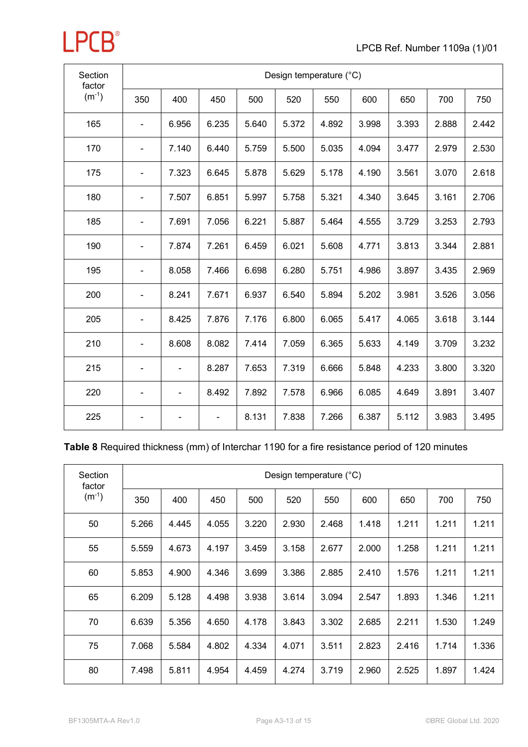| Section factor ($m^{-1}$) | Design temperature (°C) | | | | | | | | | |
|---|---|---|---|---|---|---|---|---|---|---|
| | 350 | 400 | 450 | 500 | 520 | 550 | 600 | 650 | 700 | 750 |
| 165 | - | 6.956 | 6.235 | 5.640 | 5.372 | 4.892 | 3.998 | 3.393 | 2.888 | 2.442 |
| 170 | - | 7.140 | 6.440 | 5.759 | 5.500 | 5.035 | 4.094 | 3.477 | 2.979 | 2.530 |
| 175 | - | 7.323 | 6.645 | 5.878 | 5.629 | 5.178 | 4.190 | 3.561 | 3.070 | 2.618 |
| 180 | - | 7.507 | 6.851 | 5.997 | 5.758 | 5.321 | 4.340 | 3.645 | 3.161 | 2.706 |
| 185 | - | 7.691 | 7.056 | 6.221 | 5.887 | 5.464 | 4.555 | 3.729 | 3.253 | 2.793 |
| 190 | - | 7.874 | 7.261 | 6.459 | 6.021 | 5.608 | 4.771 | 3.813 | 3.344 | 2.881 |
| 195 | - | 8.058 | 7.466 | 6.698 | 6.280 | 5.751 | 4.986 | 3.897 | 3.435 | 2.969 |
| 200 | - | 8.241 | 7.671 | 6.937 | 6.540 | 5.894 | 5.202 | 3.981 | 3.526 | 3.056 |
| 205 | - | 8.425 | 7.876 | 7.176 | 6.800 | 6.065 | 5.417 | 4.065 | 3.618 | 3.144 |
| 210 | - | 8.608 | 8.082 | 7.414 | 7.059 | 6.365 | 5.633 | 4.149 | 3.709 | 3.232 |
| 215 | - | - | 8.287 | 7.653 | 7.319 | 6.666 | 5.848 | 4.233 | 3.800 | 3.320 |
| 220 | - | - | 8.492 | 7.892 | 7.578 | 6.966 | 6.085 | 4.649 | 3.891 | 3.407 |
| 225 | - | - | - | 8.131 | 7.838 | 7.266 | 6.387 | 5.112 | 3.983 | 3.495 |

**Table 8** Required thickness (mm) of Interchar 1190 for a fire resistance period of 120 minutes

| Section factor ($m^{-1}$) | Design temperature (°C) | | | | | | | | | |
|---|---|---|---|---|---|---|---|---|---|---|
| | 350 | 400 | 450 | 500 | 520 | 550 | 600 | 650 | 700 | 750 |
| 50 | 5.266 | 4.445 | 4.055 | 3.220 | 2.930 | 2.468 | 1.418 | 1.211 | 1.211 | 1.211 |
| 55 | 5.559 | 4.673 | 4.197 | 3.459 | 3.158 | 2.677 | 2.000 | 1.258 | 1.211 | 1.211 |
| 60 | 5.853 | 4.900 | 4.346 | 3.699 | 3.386 | 2.885 | 2.410 | 1.576 | 1.211 | 1.211 |
| 65 | 6.209 | 5.128 | 4.498 | 3.938 | 3.614 | 3.094 | 2.547 | 1.893 | 1.346 | 1.211 |
| 70 | 6.639 | 5.356 | 4.650 | 4.178 | 3.843 | 3.302 | 2.685 | 2.211 | 1.530 | 1.249 |
| 75 | 7.068 | 5.584 | 4.802 | 4.334 | 4.071 | 3.511 | 2.823 | 2.416 | 1.714 | 1.336 |
| 80 | 7.498 | 5.811 | 4.954 | 4.459 | 4.274 | 3.719 | 2.960 | 2.525 | 1.897 | 1.424 |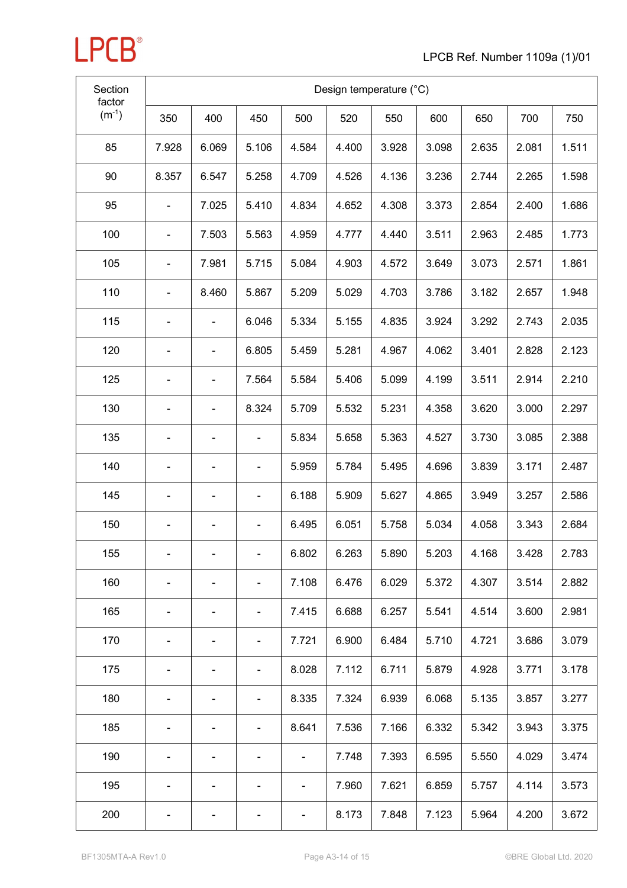| Section factor ($m^{-1}$) | Design temperature (°C) | | | | | | | | | |
|---|---|---|---|---|---|---|---|---|---|---|
| | 350 | 400 | 450 | 500 | 520 | 550 | 600 | 650 | 700 | 750 |
| 85 | 7.928 | 6.069 | 5.106 | 4.584 | 4.400 | 3.928 | 3.098 | 2.635 | 2.081 | 1.511 |
| 90 | 8.357 | 6.547 | 5.258 | 4.709 | 4.526 | 4.136 | 3.236 | 2.744 | 2.265 | 1.598 |
| 95 | - | 7.025 | 5.410 | 4.834 | 4.652 | 4.308 | 3.373 | 2.854 | 2.400 | 1.686 |
| 100 | - | 7.503 | 5.563 | 4.959 | 4.777 | 4.440 | 3.511 | 2.963 | 2.485 | 1.773 |
| 105 | - | 7.981 | 5.715 | 5.084 | 4.903 | 4.572 | 3.649 | 3.073 | 2.571 | 1.861 |
| 110 | - | 8.460 | 5.867 | 5.209 | 5.029 | 4.703 | 3.786 | 3.182 | 2.657 | 1.948 |
| 115 | - | - | 6.046 | 5.334 | 5.155 | 4.835 | 3.924 | 3.292 | 2.743 | 2.035 |
| 120 | - | - | 6.805 | 5.459 | 5.281 | 4.967 | 4.062 | 3.401 | 2.828 | 2.123 |
| 125 | - | - | 7.564 | 5.584 | 5.406 | 5.099 | 4.199 | 3.511 | 2.914 | 2.210 |
| 130 | - | - | 8.324 | 5.709 | 5.532 | 5.231 | 4.358 | 3.620 | 3.000 | 2.297 |
| 135 | - | - | - | 5.834 | 5.658 | 5.363 | 4.527 | 3.730 | 3.085 | 2.388 |
| 140 | - | - | - | 5.959 | 5.784 | 5.495 | 4.696 | 3.839 | 3.171 | 2.487 |
| 145 | - | - | - | 6.188 | 5.909 | 5.627 | 4.865 | 3.949 | 3.257 | 2.586 |
| 150 | - | - | - | 6.495 | 6.051 | 5.758 | 5.034 | 4.058 | 3.343 | 2.684 |
| 155 | - | - | - | 6.802 | 6.263 | 5.890 | 5.203 | 4.168 | 3.428 | 2.783 |
| 160 | - | - | - | 7.108 | 6.476 | 6.029 | 5.372 | 4.307 | 3.514 | 2.882 |
| 165 | - | - | - | 7.415 | 6.688 | 6.257 | 5.541 | 4.514 | 3.600 | 2.981 |
| 170 | - | - | - | 7.721 | 6.900 | 6.484 | 5.710 | 4.721 | 3.686 | 3.079 |
| 175 | - | - | - | 8.028 | 7.112 | 6.711 | 5.879 | 4.928 | 3.771 | 3.178 |
| 180 | - | - | - | 8.335 | 7.324 | 6.939 | 6.068 | 5.135 | 3.857 | 3.277 |
| 185 | - | - | - | 8.641 | 7.536 | 7.166 | 6.332 | 5.342 | 3.943 | 3.375 |
| 190 | - | - | - | - | 7.748 | 7.393 | 6.595 | 5.550 | 4.029 | 3.474 |
| 195 | - | - | - | - | 7.960 | 7.621 | 6.859 | 5.757 | 4.114 | 3.573 |
| 200 | - | - | - | - | 8.173 | 7.848 | 7.123 | 5.964 | 4.200 | 3.672 |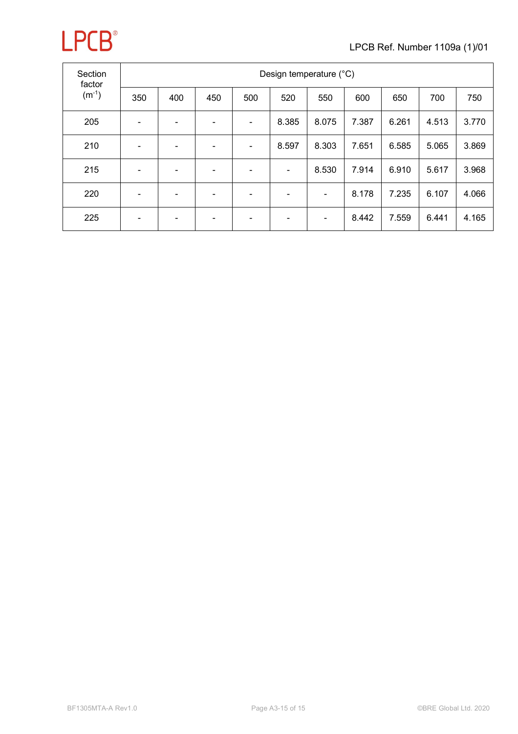| Section factor ($m^{-1}$) | Design temperature (°C) | | | | | | | | | |
|---|---|---|---|---|---|---|---|---|---|---|
| | 350 | 400 | 450 | 500 | 520 | 550 | 600 | 650 | 700 | 750 |
| 205 | - | - | - | - | 8.385 | 8.075 | 7.387 | 6.261 | 4.513 | 3.770 |
| 210 | - | - | - | - | 8.597 | 8.303 | 7.651 | 6.585 | 5.065 | 3.869 |
| 215 | - | - | - | - | - | 8.530 | 7.914 | 6.910 | 5.617 | 3.968 |
| 220 | - | - | - | - | - | - | 8.178 | 7.235 | 6.107 | 4.066 |
| 225 | - | - | - | - | - | - | 8.442 | 7.559 | 6.441 | 4.165 |